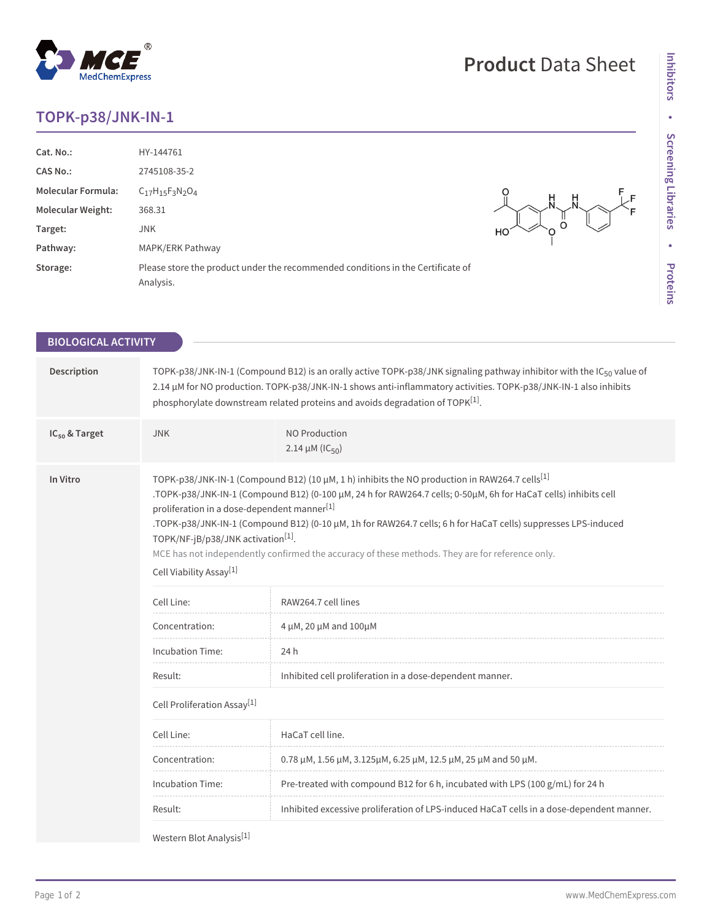# Product Data Sheet

## TOPK-p38/JNK-IN-1

| | |
|---|---|
| **Cat. No.:** | HY-144761 |
| **CAS No.:** | 2745108-35-2 |
| **Molecular Formula:** | $C_{17}H_{15}F_3N_2O_4$ |
| **Molecular Weight:** | 368.31 |
| **Target:** | JNK |
| **Pathway:** | MAPK/ERK Pathway |
| **Storage:** | Please store the product under the recommended conditions in the Certificate of Analysis. |

## BIOLOGICAL ACTIVITY

**Description**

TOPK-p38/JNK-IN-1 (Compound B12) is an orally active TOPK-p38/JNK signaling pathway inhibitor with the $IC_{50}$ value of 2.14 μM for NO production. TOPK-p38/JNK-IN-1 shows anti-inflammatory activities. TOPK-p38/JNK-IN-1 also inhibits phosphorylate downstream related proteins and avoids degradation of TOPK[1].

**$IC_{50}$ & Target**

| JNK | NO Production 2.14 μM ($IC_{50}$) |
|---|---|

**In Vitro**

TOPK-p38/JNK-IN-1 (Compound B12) (10 μM, 1 h) inhibits the NO production in RAW264.7 cells[1]
.TOPK-p38/JNK-IN-1 (Compound B12) (0-100 μM, 24 h for RAW264.7 cells; 0-50μM, 6h for HaCaT cells) inhibits cell proliferation in a dose-dependent manner[1]
.TOPK-p38/JNK-IN-1 (Compound B12) (0-10 μM, 1h for RAW264.7 cells; 6 h for HaCaT cells) suppresses LPS-induced TOPK/NF-jB/p38/JNK activation[1].

MCE has not independently confirmed the accuracy of these methods. They are for reference only.

Cell Viability Assay[1]

| | |
|---|---|
| Cell Line: | RAW264.7 cell lines |
| Concentration: | 4 μM, 20 μM and 100μM |
| Incubation Time: | 24 h |
| Result: | Inhibited cell proliferation in a dose-dependent manner. |

Cell Proliferation Assay[1]

| | |
|---|---|
| Cell Line: | HaCaT cell line. |
| Concentration: | 0.78 μM, 1.56 μM, 3.125μM, 6.25 μM, 12.5 μM, 25 μM and 50 μM. |
| Incubation Time: | Pre-treated with compound B12 for 6 h, incubated with LPS (100 g/mL) for 24 h |
| Result: | Inhibited excessive proliferation of LPS-induced HaCaT cells in a dose-dependent manner. |

Western Blot Analysis[1]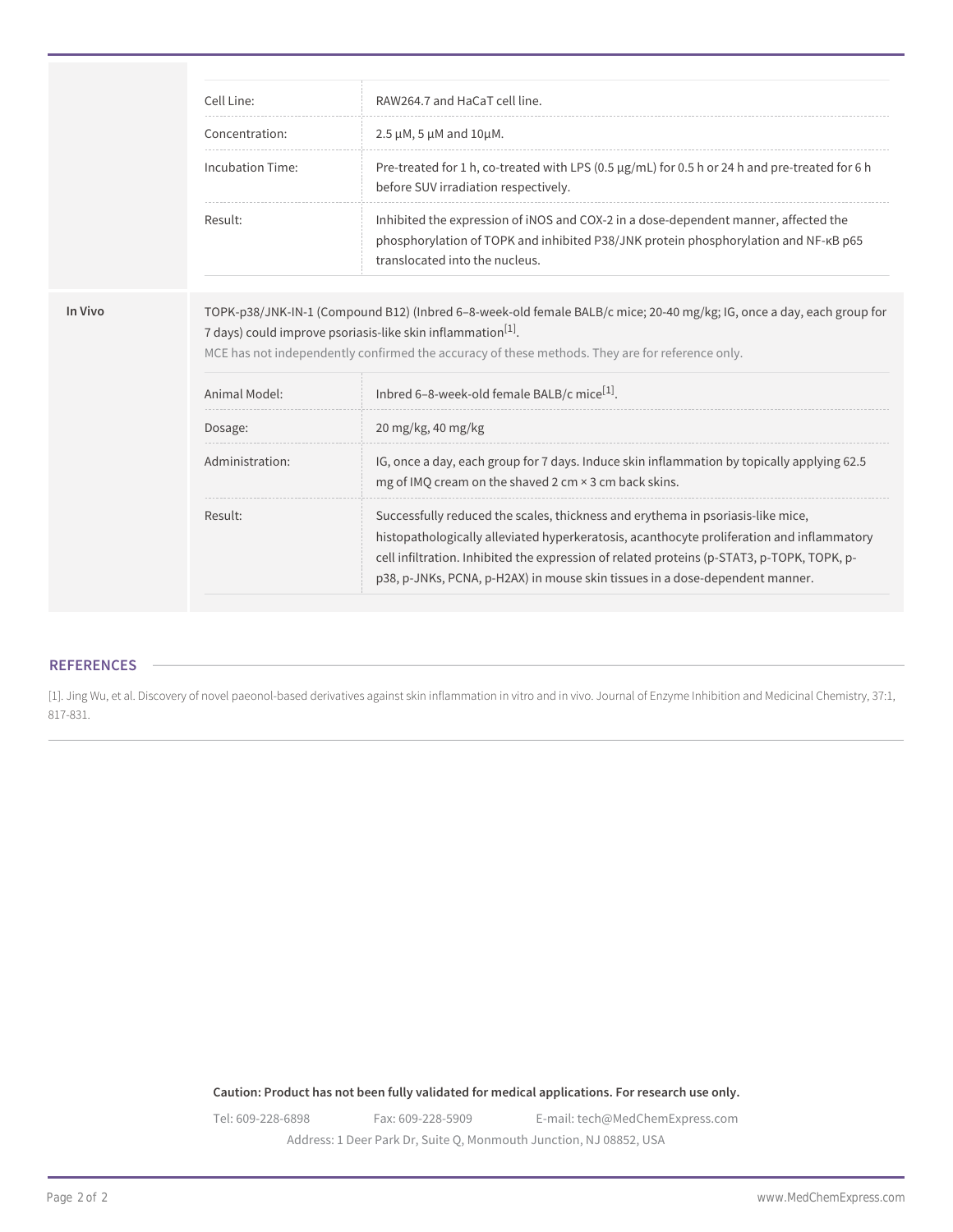| | |
|---|---|
| Cell Line: | RAW264.7 and HaCaT cell line. |
| Concentration: | 2.5 μM, 5 μM and 10μM. |
| Incubation Time: | Pre-treated for 1 h, co-treated with LPS (0.5 μg/mL) for 0.5 h or 24 h and pre-treated for 6 h before SUV irradiation respectively. |
| Result: | Inhibited the expression of iNOS and COX-2 in a dose-dependent manner, affected the phosphorylation of TOPK and inhibited P38/JNK protein phosphorylation and NF-κB p65 translocated into the nucleus. |

**In Vivo**

TOPK-p38/JNK-IN-1 (Compound B12) (Inbred 6–8-week-old female BALB/c mice; 20-40 mg/kg; IG, once a day, each group for 7 days) could improve psoriasis-like skin inflammation[1].

MCE has not independently confirmed the accuracy of these methods. They are for reference only.

| | |
|---|---|
| Animal Model: | Inbred 6–8-week-old female BALB/c mice[1]. |
| Dosage: | 20 mg/kg, 40 mg/kg |
| Administration: | IG, once a day, each group for 7 days. Induce skin inflammation by topically applying 62.5 mg of IMQ cream on the shaved 2 cm × 3 cm back skins. |
| Result: | Successfully reduced the scales, thickness and erythema in psoriasis-like mice, histopathologically alleviated hyperkeratosis, acanthocyte proliferation and inflammatory cell infiltration. Inhibited the expression of related proteins (p-STAT3, p-TOPK, TOPK, p-p38, p-JNKs, PCNA, p-H2AX) in mouse skin tissues in a dose-dependent manner. |

## REFERENCES

[1]. Jing Wu, et al. Discovery of novel paeonol-based derivatives against skin inflammation in vitro and in vivo. Journal of Enzyme Inhibition and Medicinal Chemistry, 37:1, 817-831.

**Caution: Product has not been fully validated for medical applications. For research use only.**

Tel: 609-228-6898 Fax: 609-228-5909 E-mail: tech@MedChemExpress.com

Address: 1 Deer Park Dr, Suite Q, Monmouth Junction, NJ 08852, USA